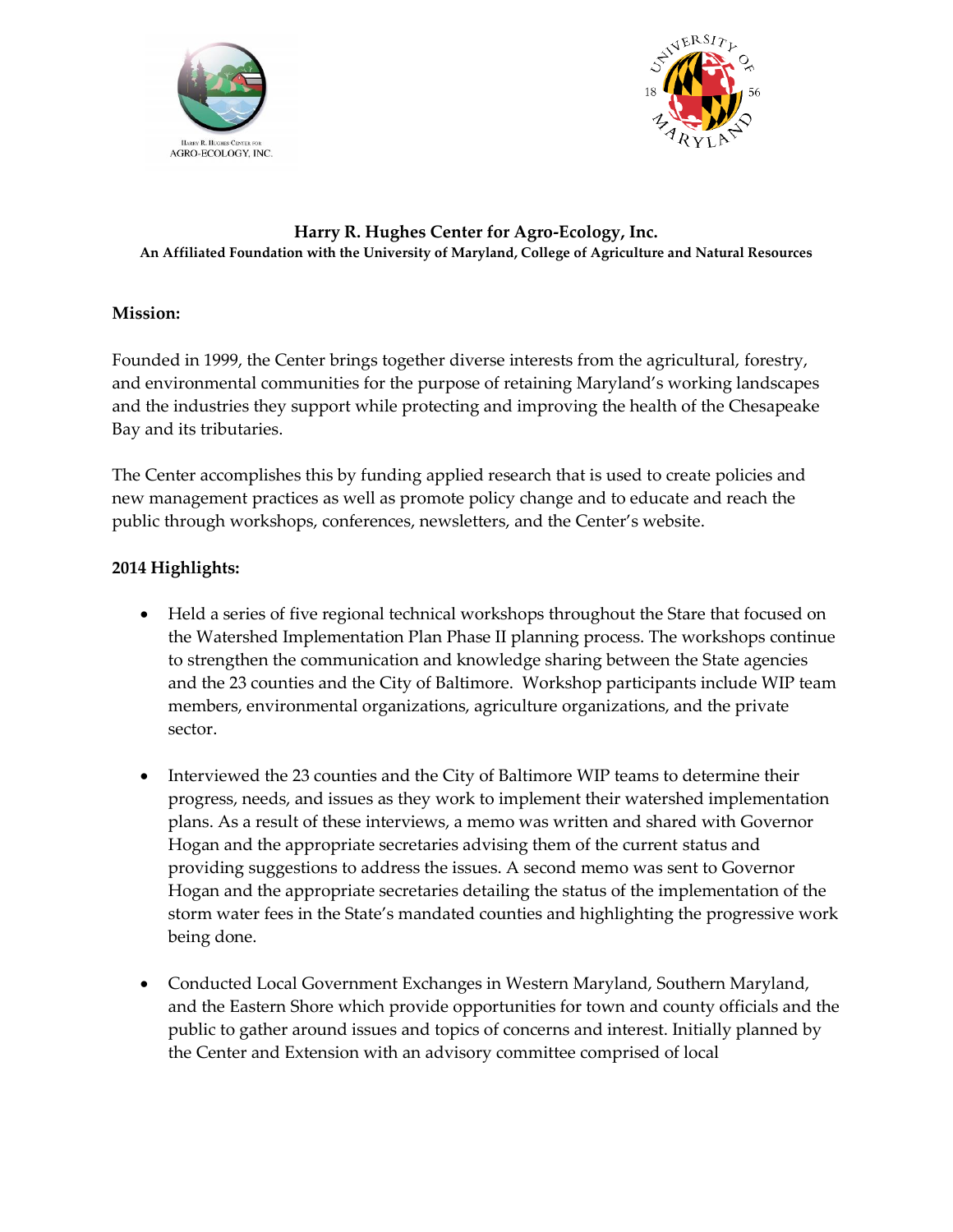# Harry R. Hughes Center for Agro-Ecology, Inc.

**An Affiliated Foundation with the University of Maryland, College of Agriculture and Natural Resources**

**Mission:**

Founded in 1999, the Center brings together diverse interests from the agricultural, forestry, and environmental communities for the purpose of retaining Maryland's working landscapes and the industries they support while protecting and improving the health of the Chesapeake Bay and its tributaries.

The Center accomplishes this by funding applied research that is used to create policies and new management practices as well as promote policy change and to educate and reach the public through workshops, conferences, newsletters, and the Center's website.

**2014 Highlights:**

- Held a series of five regional technical workshops throughout the Stare that focused on the Watershed Implementation Plan Phase II planning process. The workshops continue to strengthen the communication and knowledge sharing between the State agencies and the 23 counties and the City of Baltimore. Workshop participants include WIP team members, environmental organizations, agriculture organizations, and the private sector.

- Interviewed the 23 counties and the City of Baltimore WIP teams to determine their progress, needs, and issues as they work to implement their watershed implementation plans. As a result of these interviews, a memo was written and shared with Governor Hogan and the appropriate secretaries advising them of the current status and providing suggestions to address the issues. A second memo was sent to Governor Hogan and the appropriate secretaries detailing the status of the implementation of the storm water fees in the State's mandated counties and highlighting the progressive work being done.

- Conducted Local Government Exchanges in Western Maryland, Southern Maryland, and the Eastern Shore which provide opportunities for town and county officials and the public to gather around issues and topics of concerns and interest. Initially planned by the Center and Extension with an advisory committee comprised of local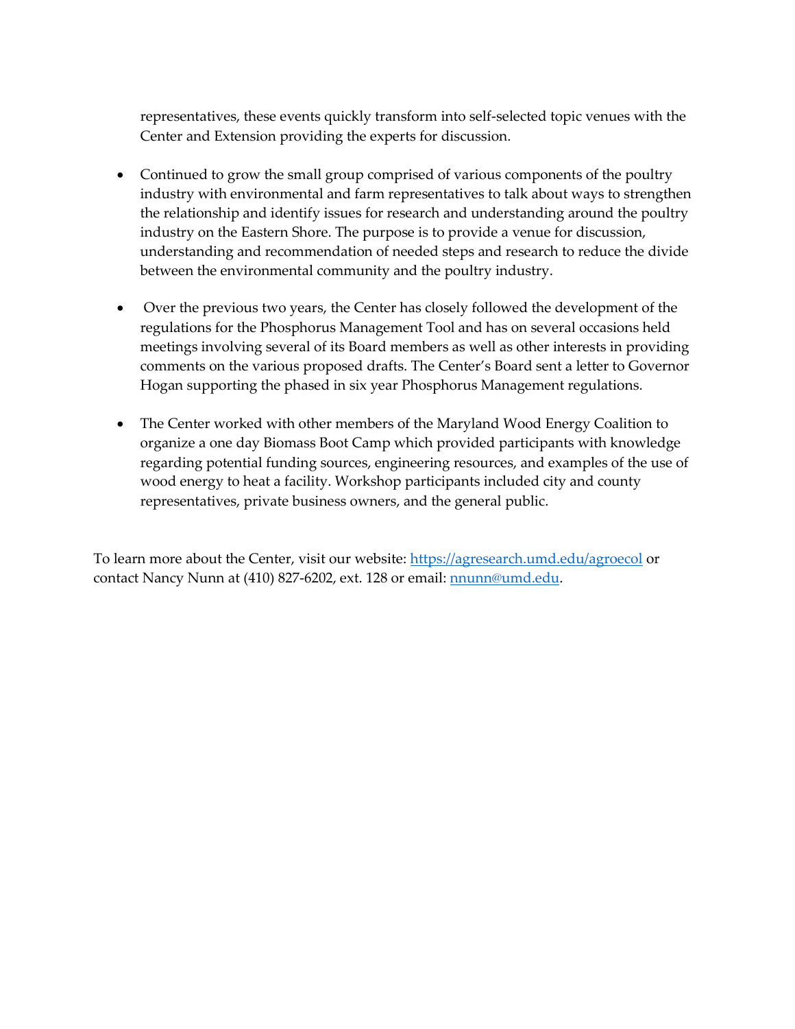representatives, these events quickly transform into self-selected topic venues with the Center and Extension providing the experts for discussion.

- Continued to grow the small group comprised of various components of the poultry industry with environmental and farm representatives to talk about ways to strengthen the relationship and identify issues for research and understanding around the poultry industry on the Eastern Shore. The purpose is to provide a venue for discussion, understanding and recommendation of needed steps and research to reduce the divide between the environmental community and the poultry industry.

- Over the previous two years, the Center has closely followed the development of the regulations for the Phosphorus Management Tool and has on several occasions held meetings involving several of its Board members as well as other interests in providing comments on the various proposed drafts. The Center's Board sent a letter to Governor Hogan supporting the phased in six year Phosphorus Management regulations.

- The Center worked with other members of the Maryland Wood Energy Coalition to organize a one day Biomass Boot Camp which provided participants with knowledge regarding potential funding sources, engineering resources, and examples of the use of wood energy to heat a facility. Workshop participants included city and county representatives, private business owners, and the general public.

To learn more about the Center, visit our website: [https://agresearch.umd.edu/agroecol](https://agresearch.umd.edu/agroecol) or contact Nancy Nunn at (410) 827-6202, ext. 128 or email: [nnunn@umd.edu](mailto:nnunn@umd.edu).